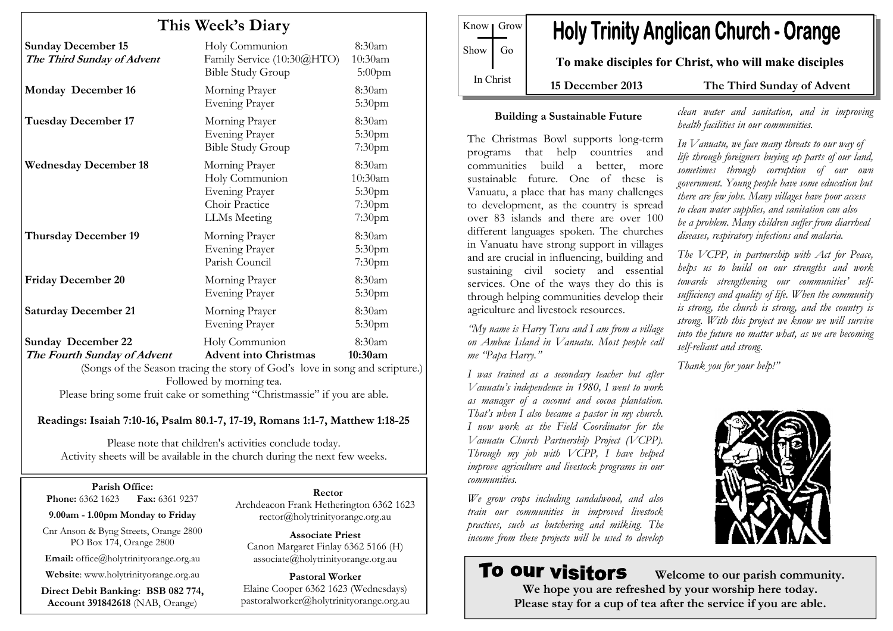# This Week's Diary

| | | |
|---|---|---|
| **Sunday December 15** | Holy Communion | 8:30am |
| ***The Third Sunday of Advent*** | Family Service (10:30@HTO) | 10:30am |
| | Bible Study Group | 5:00pm |
| **Monday December 16** | Morning Prayer | 8:30am |
| | Evening Prayer | 5:30pm |
| **Tuesday December 17** | Morning Prayer | 8:30am |
| | Evening Prayer | 5:30pm |
| | Bible Study Group | 7:30pm |
| **Wednesday December 18** | Morning Prayer | 8:30am |
| | Holy Communion | 10:30am |
| | Evening Prayer | 5:30pm |
| | Choir Practice | 7:30pm |
| | LLMs Meeting | 7:30pm |
| **Thursday December 19** | Morning Prayer | 8:30am |
| | Evening Prayer | 5:30pm |
| | Parish Council | 7:30pm |
| **Friday December 20** | Morning Prayer | 8:30am |
| | Evening Prayer | 5:30pm |
| **Saturday December 21** | Morning Prayer | 8:30am |
| | Evening Prayer | 5:30pm |
| **Sunday December 22** | Holy Communion | 8:30am |
| ***The Fourth Sunday of Advent*** | **Advent into Christmas** | **10:30am** |

(Songs of the Season tracing the story of God's love in song and scripture.)
Followed by morning tea.
Please bring some fruit cake or something "Christmassie" if you are able.

**Readings: Isaiah 7:10-16, Psalm 80.1-7, 17-19, Romans 1:1-7, Matthew 1:18-25**

Please note that children's activities conclude today.
Activity sheets will be available in the church during the next few weeks.

**Parish Office:**
**Phone:** 6362 1623 **Fax:** 6361 9237
**9.00am - 1.00pm Monday to Friday**
Cnr Anson & Byng Streets, Orange 2800
PO Box 174, Orange 2800
**Email:** office@holytrinityorange.org.au
**Website**: www.holytrinityorange.org.au
**Direct Debit Banking: BSB 082 774, Account 391842618** (NAB, Orange)

**Rector**
Archdeacon Frank Hetherington 6362 1623
rector@holytrinityorange.org.au

**Associate Priest**
Canon Margaret Finlay 6362 5166 (H)
associate@holytrinityorange.org.au

**Pastoral Worker**
Elaine Cooper 6362 1623 (Wednesdays)
pastoralworker@holytrinityorange.org.au

Know Grow
Show Go
In Christ

# Holy Trinity Anglican Church - Orange

**To make disciples for Christ, who will make disciples**

**15 December 2013** **The Third Sunday of Advent**

### Building a Sustainable Future

The Christmas Bowl supports long-term programs that help countries and communities build a better, more sustainable future. One of these is Vanuatu, a place that has many challenges to development, as the country is spread over 83 islands and there are over 100 different languages spoken. The churches in Vanuatu have strong support in villages and are crucial in influencing, building and sustaining civil society and essential services. One of the ways they do this is through helping communities develop their agriculture and livestock resources.

*"My name is Harry Tura and I am from a village on Ambae Island in Vanuatu. Most people call me "Papa Harry."*

*I was trained as a secondary teacher but after Vanuatu's independence in 1980, I went to work as manager of a coconut and cocoa plantation. That's when I also became a pastor in my church. I now work as the Field Coordinator for the Vanuatu Church Partnership Project (VCPP). Through my job with VCPP, I have helped improve agriculture and livestock programs in our communities.*

*We grow crops including sandalwood, and also train our communities in improved livestock practices, such as butchering and milking. The income from these projects will be used to develop clean water and sanitation, and in improving health facilities in our communities.*

*In Vanuatu, we face many threats to our way of life through foreigners buying up parts of our land, sometimes through corruption of our own government. Young people have some education but there are few jobs. Many villages have poor access to clean water supplies, and sanitation can also be a problem. Many children suffer from diarrheal diseases, respiratory infections and malaria.*

*The VCPP, in partnership with Act for Peace, helps us to build on our strengths and work towards strengthening our communities' self-sufficiency and quality of life. When the community is strong, the church is strong, and the country is strong. With this project we know we will survive into the future no matter what, as we are becoming self-reliant and strong.*

*Thank you for your help!"*

## To our visitors

**Welcome to our parish community.**
**We hope you are refreshed by your worship here today.**
**Please stay for a cup of tea after the service if you are able.**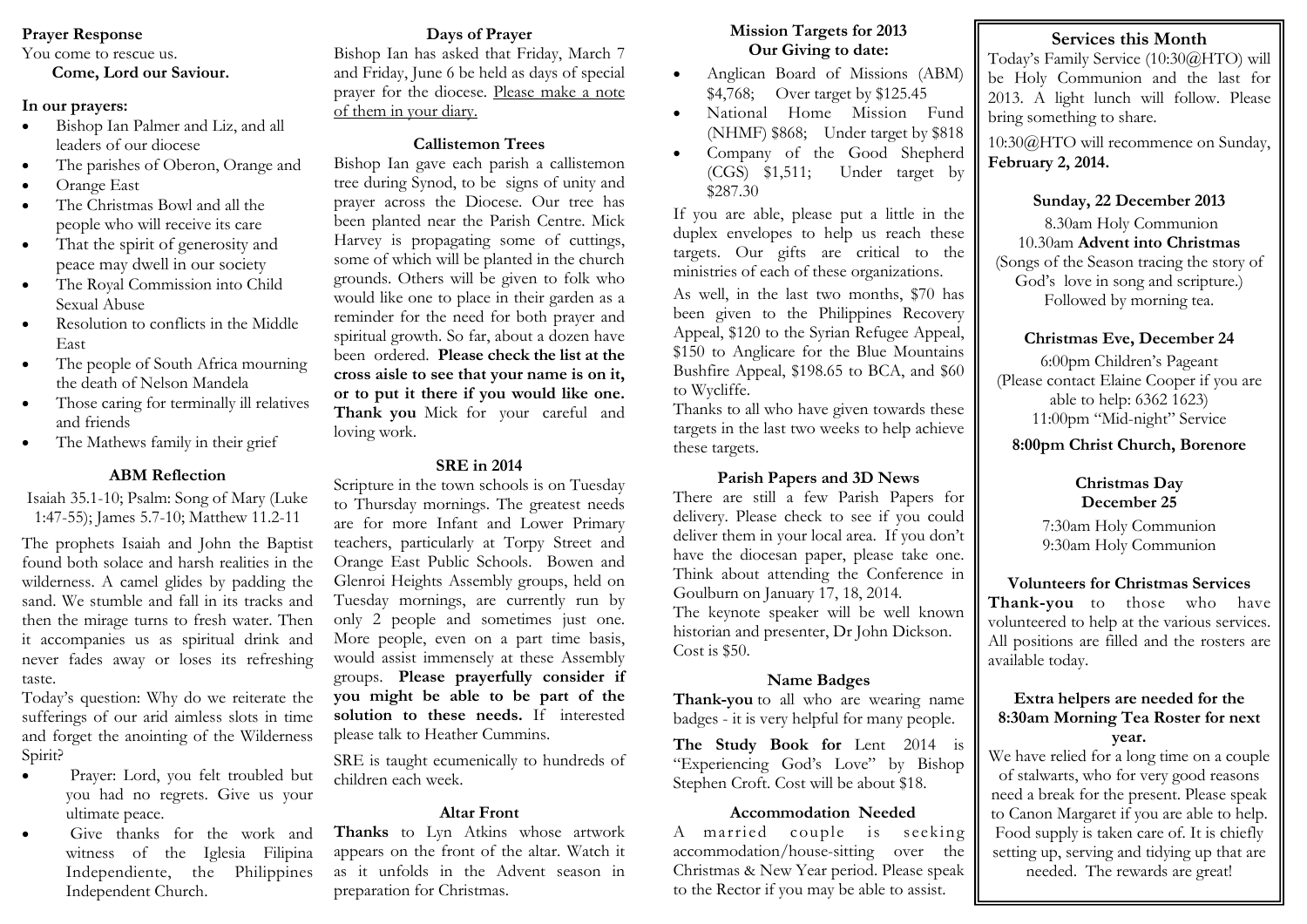**Prayer Response**

You come to rescue us.

**Come, Lord our Saviour.**

**In our prayers:**

- Bishop Ian Palmer and Liz, and all leaders of our diocese
- The parishes of Oberon, Orange and
- Orange East
- The Christmas Bowl and all the people who will receive its care
- That the spirit of generosity and peace may dwell in our society
- The Royal Commission into Child Sexual Abuse
- Resolution to conflicts in the Middle East
- The people of South Africa mourning the death of Nelson Mandela
- Those caring for terminally ill relatives and friends
- The Mathews family in their grief

### ABM Reflection

Isaiah 35.1-10; Psalm: Song of Mary (Luke 1:47-55); James 5.7-10; Matthew 11.2-11

The prophets Isaiah and John the Baptist found both solace and harsh realities in the wilderness. A camel glides by padding the sand. We stumble and fall in its tracks and then the mirage turns to fresh water. Then it accompanies us as spiritual drink and never fades away or loses its refreshing taste.

Today's question: Why do we reiterate the sufferings of our arid aimless slots in time and forget the anointing of the Wilderness Spirit?

- Prayer: Lord, you felt troubled but you had no regrets. Give us your ultimate peace.
- Give thanks for the work and witness of the Iglesia Filipina Independiente, the Philippines Independent Church.

### Days of Prayer

Bishop Ian has asked that Friday, March 7 and Friday, June 6 be held as days of special prayer for the diocese. Please make a note of them in your diary.

### Callistemon Trees

Bishop Ian gave each parish a callistemon tree during Synod, to be signs of unity and prayer across the Diocese. Our tree has been planted near the Parish Centre. Mick Harvey is propagating some of cuttings, some of which will be planted in the church grounds. Others will be given to folk who would like one to place in their garden as a reminder for the need for both prayer and spiritual growth. So far, about a dozen have been ordered. **Please check the list at the cross aisle to see that your name is on it, or to put it there if you would like one. Thank you** Mick for your careful and loving work.

### SRE in 2014

Scripture in the town schools is on Tuesday to Thursday mornings. The greatest needs are for more Infant and Lower Primary teachers, particularly at Torpy Street and Orange East Public Schools. Bowen and Glenroi Heights Assembly groups, held on Tuesday mornings, are currently run by only 2 people and sometimes just one. More people, even on a part time basis, would assist immensely at these Assembly groups. **Please prayerfully consider if you might be able to be part of the solution to these needs.** If interested please talk to Heather Cummins.

SRE is taught ecumenically to hundreds of children each week.

### Altar Front

**Thanks** to Lyn Atkins whose artwork appears on the front of the altar. Watch it as it unfolds in the Advent season in preparation for Christmas.

### Mission Targets for 2013
### Our Giving to date:

- Anglican Board of Missions (ABM) $4,768; Over target by $125.45
- National Home Mission Fund (NHMF) $868; Under target by $818
- Company of the Good Shepherd (CGS) $1,511; Under target by $287.30

If you are able, please put a little in the duplex envelopes to help us reach these targets. Our gifts are critical to the ministries of each of these organizations.

As well, in the last two months, $70 has been given to the Philippines Recovery Appeal, $120 to the Syrian Refugee Appeal, $150 to Anglicare for the Blue Mountains Bushfire Appeal, $198.65 to BCA, and $60 to Wycliffe.

Thanks to all who have given towards these targets in the last two weeks to help achieve these targets.

### Parish Papers and 3D News

There are still a few Parish Papers for delivery. Please check to see if you could deliver them in your local area. If you don't have the diocesan paper, please take one. Think about attending the Conference in Goulburn on January 17, 18, 2014.

The keynote speaker will be well known historian and presenter, Dr John Dickson. Cost is $50.

### Name Badges

**Thank-you** to all who are wearing name badges - it is very helpful for many people.

**The Study Book for** Lent 2014 is "Experiencing God's Love" by Bishop Stephen Croft. Cost will be about $18.

### Accommodation Needed

A married couple is seeking accommodation/house-sitting over the Christmas & New Year period. Please speak to the Rector if you may be able to assist.

## Services this Month

Today's Family Service (10:30@HTO) will be Holy Communion and the last for 2013. A light lunch will follow. Please bring something to share.

10:30@HTO will recommence on Sunday, **February 2, 2014.**

### Sunday, 22 December 2013

8.30am Holy Communion
10.30am **Advent into Christmas**
(Songs of the Season tracing the story of God's love in song and scripture.)
Followed by morning tea.

### Christmas Eve, December 24

6:00pm Children's Pageant
(Please contact Elaine Cooper if you are able to help: 6362 1623)
11:00pm "Mid-night" Service

**8:00pm Christ Church, Borenore**

### Christmas Day December 25

7:30am Holy Communion
9:30am Holy Communion

### Volunteers for Christmas Services

**Thank-you** to those who have volunteered to help at the various services. All positions are filled and the rosters are available today.

### Extra helpers are needed for the 8:30am Morning Tea Roster for next year.

We have relied for a long time on a couple of stalwarts, who for very good reasons need a break for the present. Please speak to Canon Margaret if you are able to help. Food supply is taken care of. It is chiefly setting up, serving and tidying up that are needed. The rewards are great!